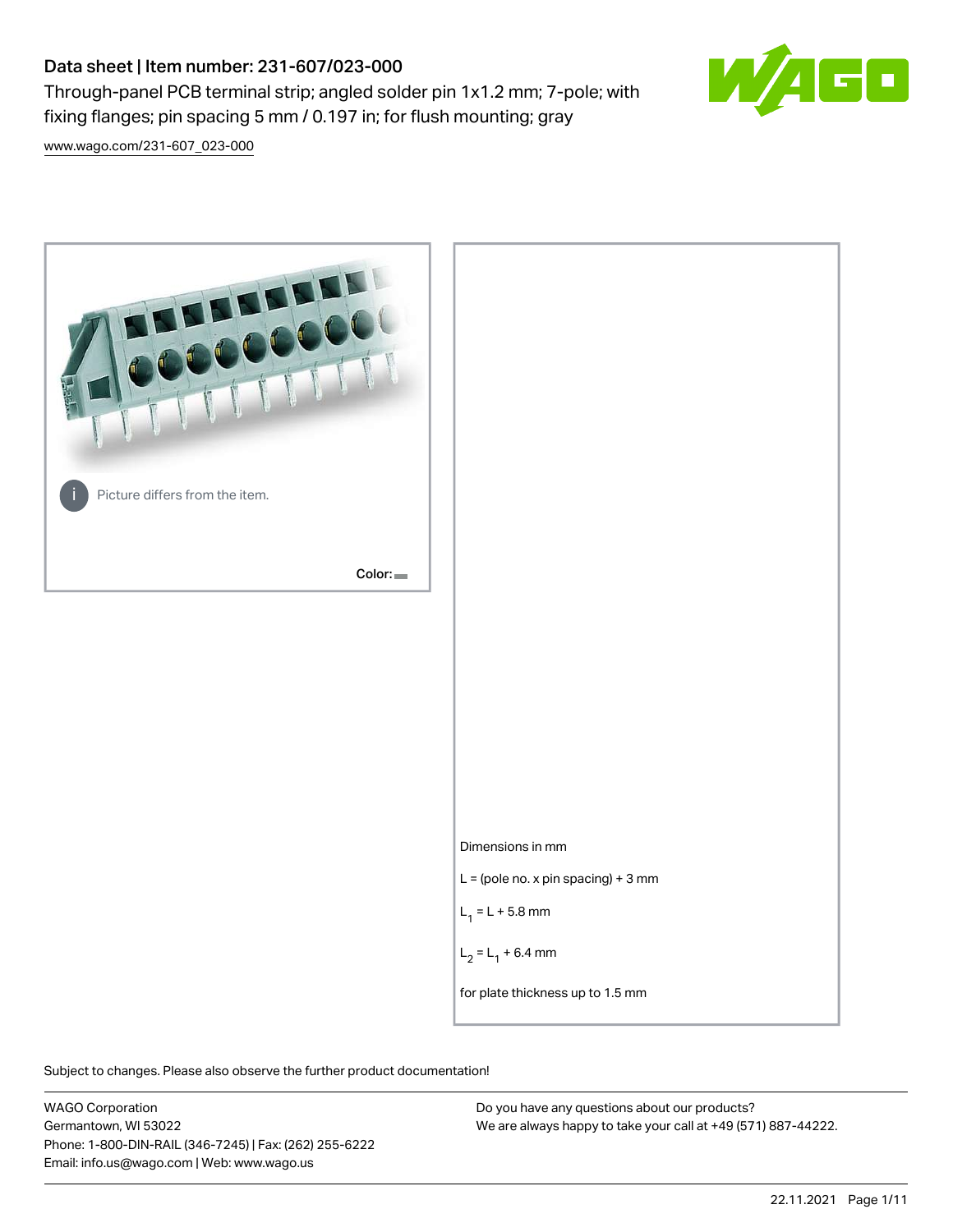# Data sheet | Item number: 231-607/023-000

Through-panel PCB terminal strip; angled solder pin 1x1.2 mm; 7-pole; with fixing flanges; pin spacing 5 mm / 0.197 in; for flush mounting; gray

[www.wago.com/231-607_023-000](www.wago.com/231-607_023-000)

Picture differs from the item.

Color:

Dimensions in mm

L = (pole no. x pin spacing) + 3 mm

$L_1$ = L + 5.8 mm

$L_2$ = $L_1$ + 6.4 mm

for plate thickness up to 1.5 mm

Subject to changes. Please also observe the further product documentation!

WAGO Corporation
Germantown, WI 53022
Phone: 1-800-DIN-RAIL (346-7245) | Fax: (262) 255-6222
Email: info.us@wago.com | Web: www.wago.us

Do you have any questions about our products?
We are always happy to take your call at +49 (571) 887-44222.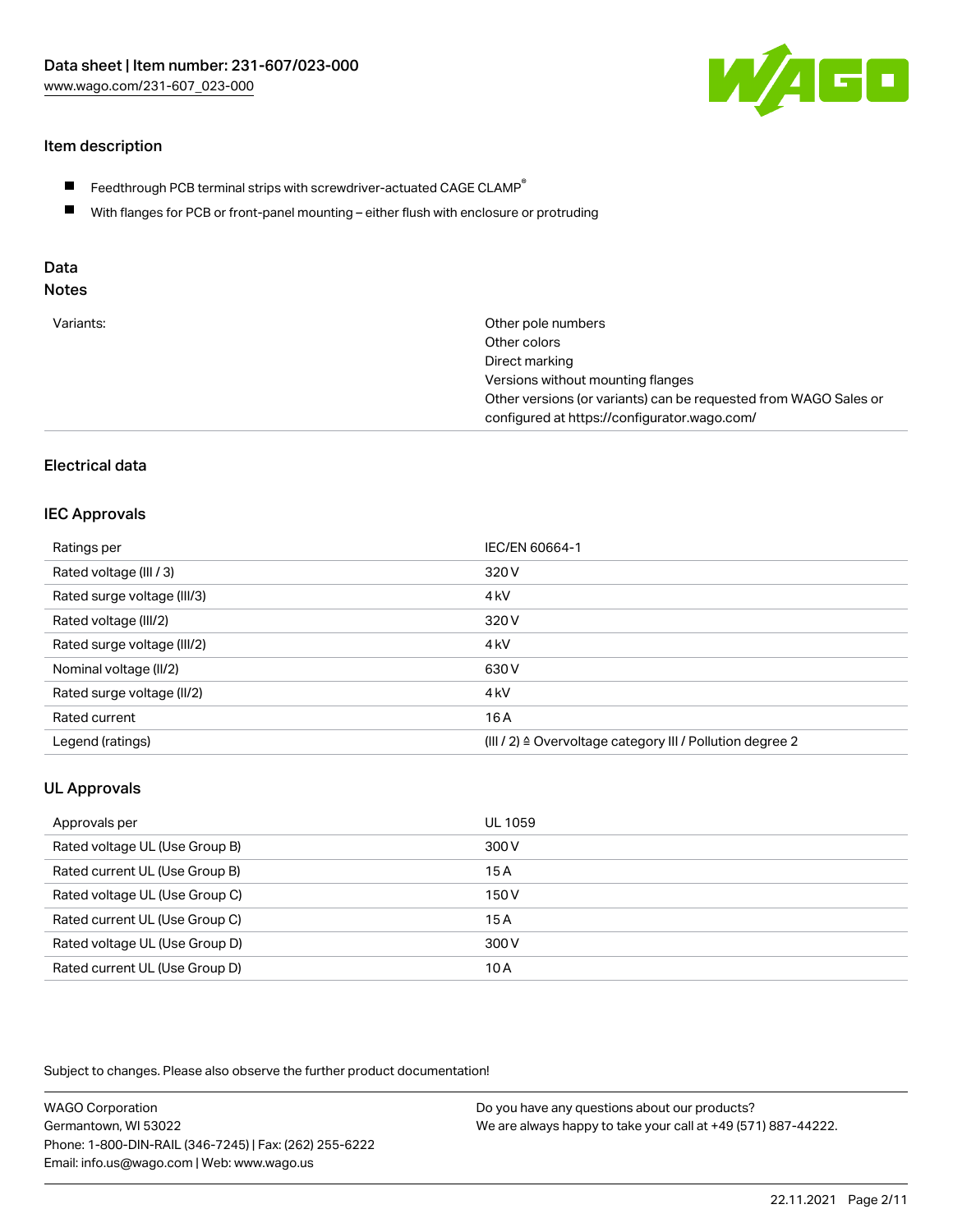## Item description

- Feedthrough PCB terminal strips with screwdriver-actuated CAGE CLAMP®
- With flanges for PCB or front-panel mounting – either flush with enclosure or protruding

## Data
### Notes

| | |
|---|---|
| Variants: | Other pole numbers<br>Other colors<br>Direct marking<br>Versions without mounting flanges<br>Other versions (or variants) can be requested from WAGO Sales or configured at https://configurator.wago.com/ |

## Electrical data

### IEC Approvals

| | |
|---|---|
| Ratings per | IEC/EN 60664-1 |
| Rated voltage (III / 3) | 320 V |
| Rated surge voltage (III/3) | 4 kV |
| Rated voltage (III/2) | 320 V |
| Rated surge voltage (III/2) | 4 kV |
| Nominal voltage (II/2) | 630 V |
| Rated surge voltage (II/2) | 4 kV |
| Rated current | 16 A |
| Legend (ratings) | (III / 2) ≙ Overvoltage category III / Pollution degree 2 |

### UL Approvals

| | |
|---|---|
| Approvals per | UL 1059 |
| Rated voltage UL (Use Group B) | 300 V |
| Rated current UL (Use Group B) | 15 A |
| Rated voltage UL (Use Group C) | 150 V |
| Rated current UL (Use Group C) | 15 A |
| Rated voltage UL (Use Group D) | 300 V |
| Rated current UL (Use Group D) | 10 A |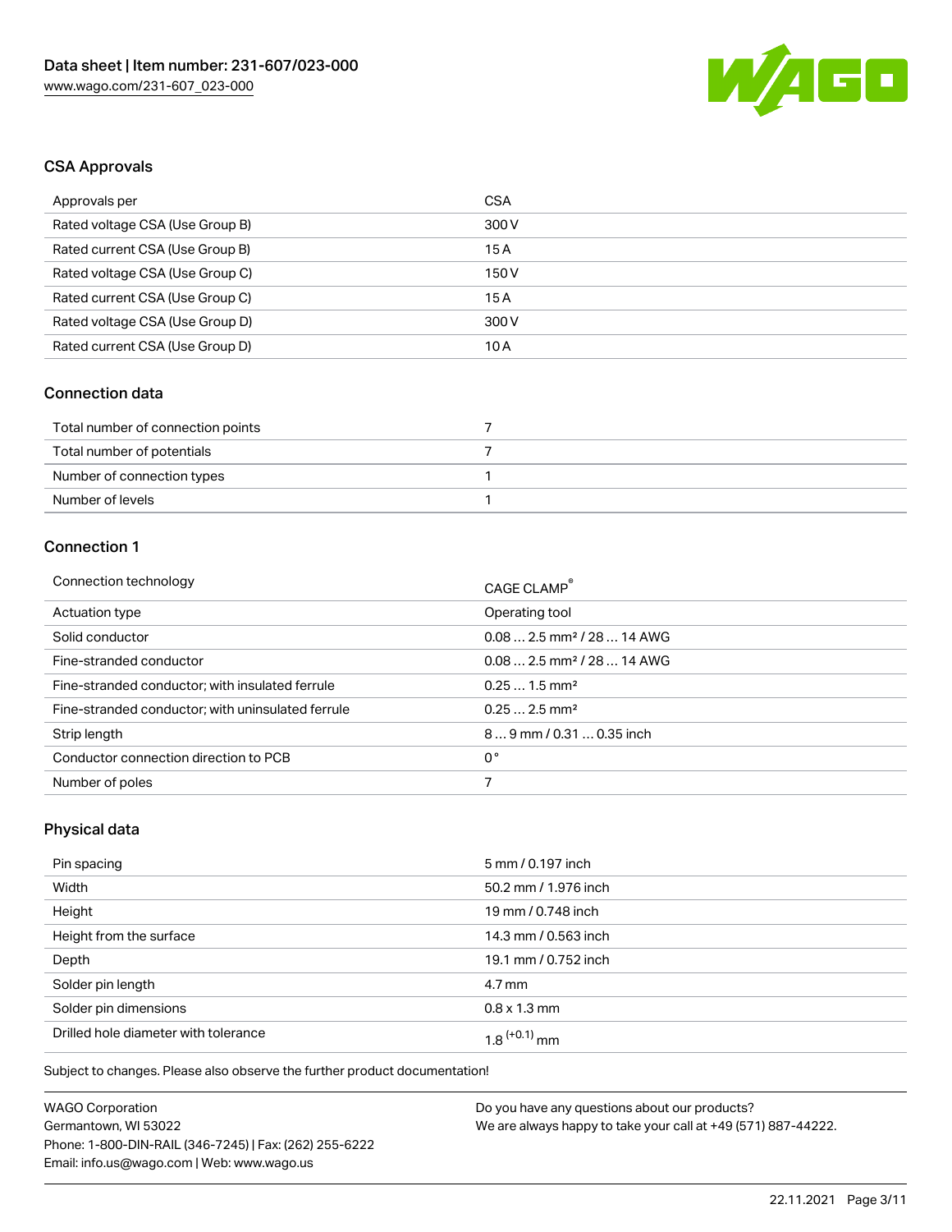## CSA Approvals

| Approvals per | CSA |
| --- | --- |
| Rated voltage CSA (Use Group B) | 300 V |
| Rated current CSA (Use Group B) | 15 A |
| Rated voltage CSA (Use Group C) | 150 V |
| Rated current CSA (Use Group C) | 15 A |
| Rated voltage CSA (Use Group D) | 300 V |
| Rated current CSA (Use Group D) | 10 A |

## Connection data

| Total number of connection points | 7 |
| --- | --- |
| Total number of potentials | 7 |
| Number of connection types | 1 |
| Number of levels | 1 |

## Connection 1

| Connection technology | CAGE CLAMP® |
| --- | --- |
| Actuation type | Operating tool |
| Solid conductor | 0.08 … 2.5 mm² / 28 … 14 AWG |
| Fine-stranded conductor | 0.08 … 2.5 mm² / 28 … 14 AWG |
| Fine-stranded conductor; with insulated ferrule | 0.25 … 1.5 mm² |
| Fine-stranded conductor; with uninsulated ferrule | 0.25 … 2.5 mm² |
| Strip length | 8 … 9 mm / 0.31 … 0.35 inch |
| Conductor connection direction to PCB | 0 ° |
| Number of poles | 7 |

## Physical data

| Pin spacing | 5 mm / 0.197 inch |
| --- | --- |
| Width | 50.2 mm / 1.976 inch |
| Height | 19 mm / 0.748 inch |
| Height from the surface | 14.3 mm / 0.563 inch |
| Depth | 19.1 mm / 0.752 inch |
| Solder pin length | 4.7 mm |
| Solder pin dimensions | 0.8 x 1.3 mm |
| Drilled hole diameter with tolerance | $1.8^{(+0.1)}$ mm |

Subject to changes. Please also observe the further product documentation!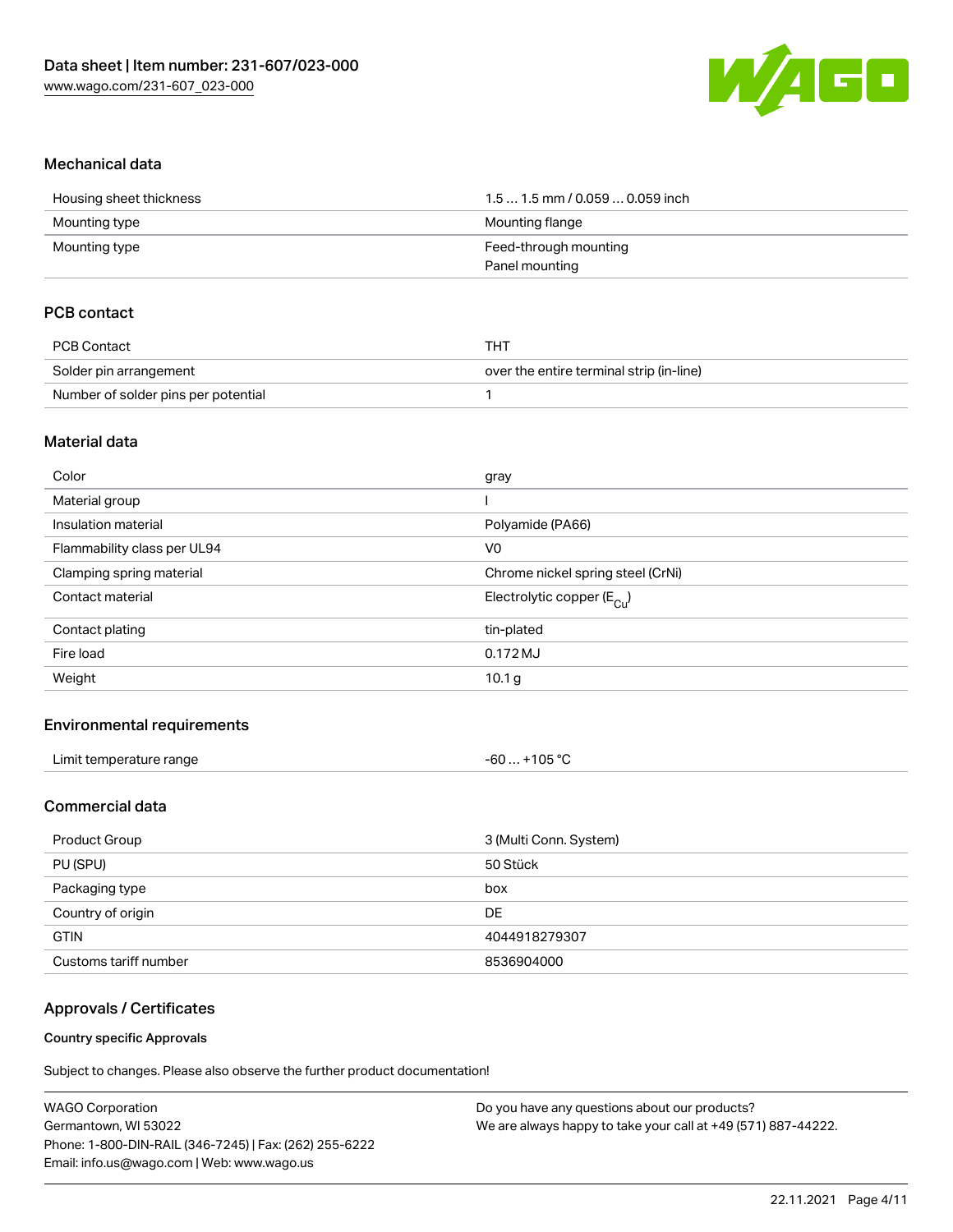## Mechanical data

| | |
|---|---|
| Housing sheet thickness | 1.5 … 1.5 mm / 0.059 … 0.059 inch |
| Mounting type | Mounting flange |
| Mounting type | Feed-through mounting<br>Panel mounting |

## PCB contact

| | |
|---|---|
| PCB Contact | THT |
| Solder pin arrangement | over the entire terminal strip (in-line) |
| Number of solder pins per potential | 1 |

## Material data

| | |
|---|---|
| Color | gray |
| Material group | I |
| Insulation material | Polyamide (PA66) |
| Flammability class per UL94 | V0 |
| Clamping spring material | Chrome nickel spring steel (CrNi) |
| Contact material | Electrolytic copper ($E_{Cu}$) |
| Contact plating | tin-plated |
| Fire load | 0.172 MJ |
| Weight | 10.1 g |

## Environmental requirements

| | |
|---|---|
| Limit temperature range | -60 … +105 °C |

## Commercial data

| | |
|---|---|
| Product Group | 3 (Multi Conn. System) |
| PU (SPU) | 50 Stück |
| Packaging type | box |
| Country of origin | DE |
| GTIN | 4044918279307 |
| Customs tariff number | 8536904000 |

## Approvals / Certificates

### Country specific Approvals

Subject to changes. Please also observe the further product documentation!

WAGO Corporation
Germantown, WI 53022
Phone: 1-800-DIN-RAIL (346-7245) | Fax: (262) 255-6222
Email: info.us@wago.com | Web: www.wago.us

Do you have any questions about our products?
We are always happy to take your call at +49 (571) 887-44222.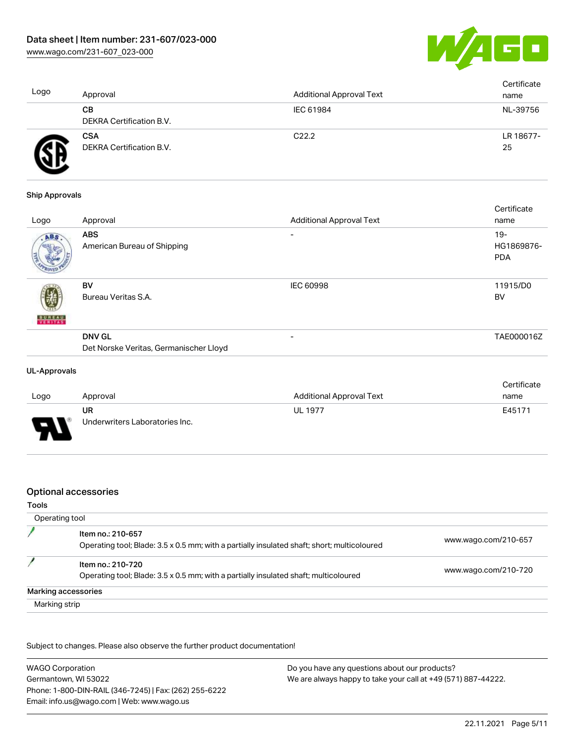| Logo | Approval | Additional Approval Text | Certificate name |
| --- | --- | --- | --- |
| | **CB**<br>DEKRA Certification B.V. | IEC 61984 | NL-39756 |
| | **CSA**<br>DEKRA Certification B.V. | C22.2 | LR 18677-25 |

### Ship Approvals

| Logo | Approval | Additional Approval Text | Certificate name |
| --- | --- | --- | --- |
| | **ABS**<br>American Bureau of Shipping | - | 19-HG1869876-PDA |
| | **BV**<br>Bureau Veritas S.A. | IEC 60998 | 11915/D0 BV |
| | **DNV GL**<br>Det Norske Veritas, Germanischer Lloyd | - | TAE000016Z |

### UL-Approvals

| Logo | Approval | Additional Approval Text | Certificate name |
| --- | --- | --- | --- |
| | **UR**<br>Underwriters Laboratories Inc. | UL 1977 | E45171 |

## Optional accessories

### Tools

Operating tool

| Item | Link |
| --- | --- |
| **Item no.: 210-657**<br>Operating tool; Blade: 3.5 x 0.5 mm; with a partially insulated shaft; short; multicoloured | www.wago.com/210-657 |
| **Item no.: 210-720**<br>Operating tool; Blade: 3.5 x 0.5 mm; with a partially insulated shaft; multicoloured | www.wago.com/210-720 |

### Marking accessories

Marking strip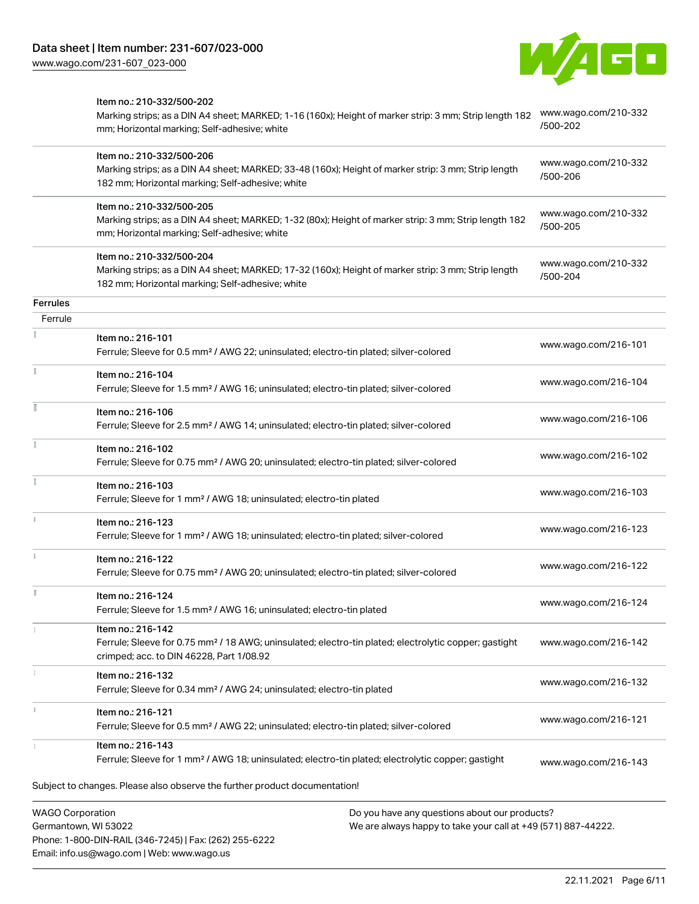| | | |
|---|---|---|
| | Item no.: 210-332/500-202<br>Marking strips; as a DIN A4 sheet; MARKED; 1-16 (160x); Height of marker strip: 3 mm; Strip length 182 mm; Horizontal marking; Self-adhesive; white | www.wago.com/210-332/500-202 |
| | Item no.: 210-332/500-206<br>Marking strips; as a DIN A4 sheet; MARKED; 33-48 (160x); Height of marker strip: 3 mm; Strip length 182 mm; Horizontal marking; Self-adhesive; white | www.wago.com/210-332/500-206 |
| | Item no.: 210-332/500-205<br>Marking strips; as a DIN A4 sheet; MARKED; 1-32 (80x); Height of marker strip: 3 mm; Strip length 182 mm; Horizontal marking; Self-adhesive; white | www.wago.com/210-332/500-205 |
| | Item no.: 210-332/500-204<br>Marking strips; as a DIN A4 sheet; MARKED; 17-32 (160x); Height of marker strip: 3 mm; Strip length 182 mm; Horizontal marking; Self-adhesive; white | www.wago.com/210-332/500-204 |
| **Ferrules** | | |
| Ferrule | | |
| | Item no.: 216-101<br>Ferrule; Sleeve for 0.5 mm² / AWG 22; uninsulated; electro-tin plated; silver-colored | www.wago.com/216-101 |
| | Item no.: 216-104<br>Ferrule; Sleeve for 1.5 mm² / AWG 16; uninsulated; electro-tin plated; silver-colored | www.wago.com/216-104 |
| | Item no.: 216-106<br>Ferrule; Sleeve for 2.5 mm² / AWG 14; uninsulated; electro-tin plated; silver-colored | www.wago.com/216-106 |
| | Item no.: 216-102<br>Ferrule; Sleeve for 0.75 mm² / AWG 20; uninsulated; electro-tin plated; silver-colored | www.wago.com/216-102 |
| | Item no.: 216-103<br>Ferrule; Sleeve for 1 mm² / AWG 18; uninsulated; electro-tin plated | www.wago.com/216-103 |
| | Item no.: 216-123<br>Ferrule; Sleeve for 1 mm² / AWG 18; uninsulated; electro-tin plated; silver-colored | www.wago.com/216-123 |
| | Item no.: 216-122<br>Ferrule; Sleeve for 0.75 mm² / AWG 20; uninsulated; electro-tin plated; silver-colored | www.wago.com/216-122 |
| | Item no.: 216-124<br>Ferrule; Sleeve for 1.5 mm² / AWG 16; uninsulated; electro-tin plated | www.wago.com/216-124 |
| | Item no.: 216-142<br>Ferrule; Sleeve for 0.75 mm² / 18 AWG; uninsulated; electro-tin plated; electrolytic copper; gastight crimped; acc. to DIN 46228, Part 1/08.92 | www.wago.com/216-142 |
| | Item no.: 216-132<br>Ferrule; Sleeve for 0.34 mm² / AWG 24; uninsulated; electro-tin plated | www.wago.com/216-132 |
| | Item no.: 216-121<br>Ferrule; Sleeve for 0.5 mm² / AWG 22; uninsulated; electro-tin plated; silver-colored | www.wago.com/216-121 |
| | Item no.: 216-143<br>Ferrule; Sleeve for 1 mm² / AWG 18; uninsulated; electro-tin plated; electrolytic copper; gastight | www.wago.com/216-143 |

Subject to changes. Please also observe the further product documentation!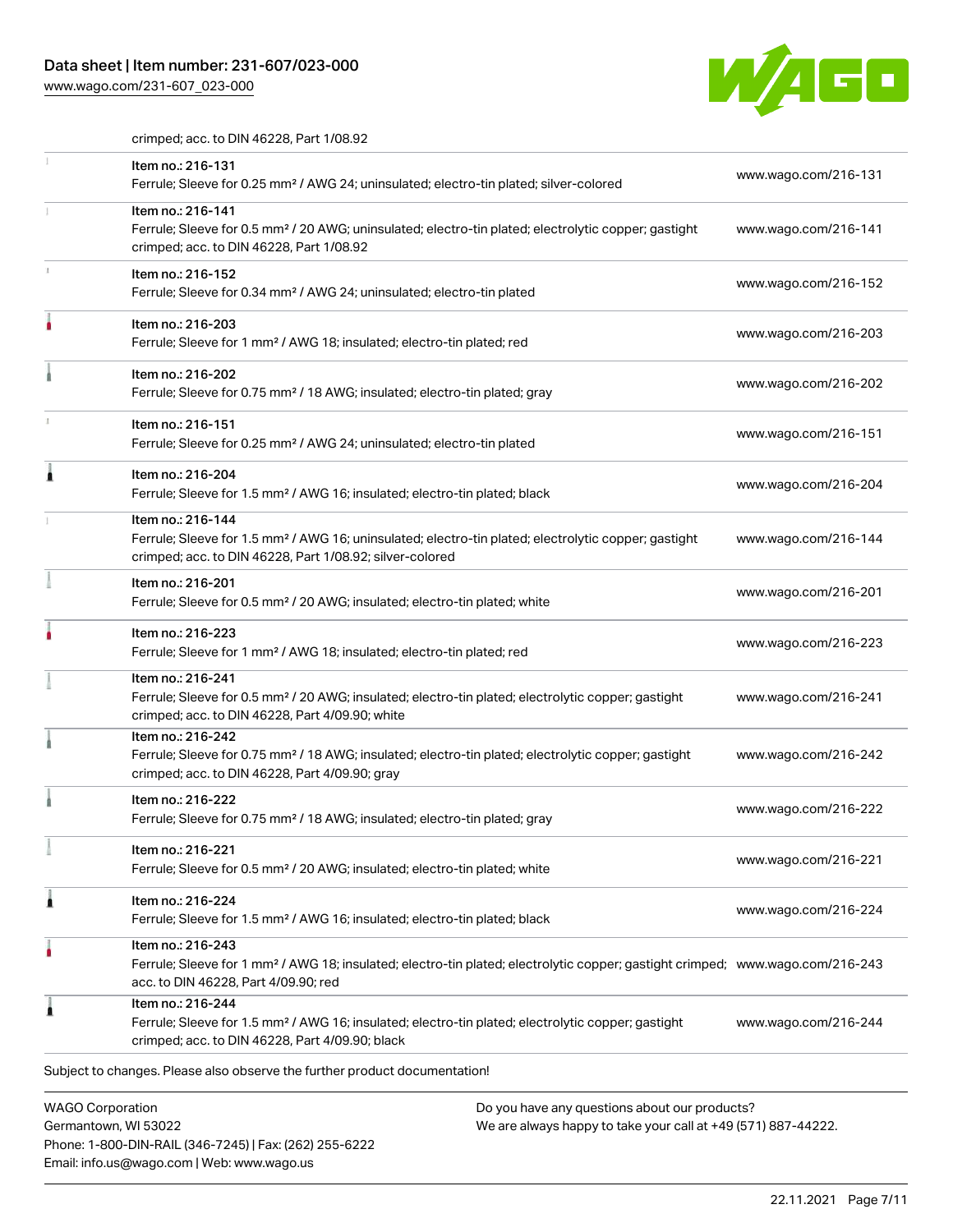crimped; acc. to DIN 46228, Part 1/08.92

| | | |
|---|---|---|
| | Item no.: 216-131<br>Ferrule; Sleeve for 0.25 mm² / AWG 24; uninsulated; electro-tin plated; silver-colored | www.wago.com/216-131 |
| | Item no.: 216-141<br>Ferrule; Sleeve for 0.5 mm² / 20 AWG; uninsulated; electro-tin plated; electrolytic copper; gastight crimped; acc. to DIN 46228, Part 1/08.92 | www.wago.com/216-141 |
| | Item no.: 216-152<br>Ferrule; Sleeve for 0.34 mm² / AWG 24; uninsulated; electro-tin plated | www.wago.com/216-152 |
| | Item no.: 216-203<br>Ferrule; Sleeve for 1 mm² / AWG 18; insulated; electro-tin plated; red | www.wago.com/216-203 |
| | Item no.: 216-202<br>Ferrule; Sleeve for 0.75 mm² / 18 AWG; insulated; electro-tin plated; gray | www.wago.com/216-202 |
| | Item no.: 216-151<br>Ferrule; Sleeve for 0.25 mm² / AWG 24; uninsulated; electro-tin plated | www.wago.com/216-151 |
| | Item no.: 216-204<br>Ferrule; Sleeve for 1.5 mm² / AWG 16; insulated; electro-tin plated; black | www.wago.com/216-204 |
| | Item no.: 216-144<br>Ferrule; Sleeve for 1.5 mm² / AWG 16; uninsulated; electro-tin plated; electrolytic copper; gastight crimped; acc. to DIN 46228, Part 1/08.92; silver-colored | www.wago.com/216-144 |
| | Item no.: 216-201<br>Ferrule; Sleeve for 0.5 mm² / 20 AWG; insulated; electro-tin plated; white | www.wago.com/216-201 |
| | Item no.: 216-223<br>Ferrule; Sleeve for 1 mm² / AWG 18; insulated; electro-tin plated; red | www.wago.com/216-223 |
| | Item no.: 216-241<br>Ferrule; Sleeve for 0.5 mm² / 20 AWG; insulated; electro-tin plated; electrolytic copper; gastight crimped; acc. to DIN 46228, Part 4/09.90; white | www.wago.com/216-241 |
| | Item no.: 216-242<br>Ferrule; Sleeve for 0.75 mm² / 18 AWG; insulated; electro-tin plated; electrolytic copper; gastight crimped; acc. to DIN 46228, Part 4/09.90; gray | www.wago.com/216-242 |
| | Item no.: 216-222<br>Ferrule; Sleeve for 0.75 mm² / 18 AWG; insulated; electro-tin plated; gray | www.wago.com/216-222 |
| | Item no.: 216-221<br>Ferrule; Sleeve for 0.5 mm² / 20 AWG; insulated; electro-tin plated; white | www.wago.com/216-221 |
| | Item no.: 216-224<br>Ferrule; Sleeve for 1.5 mm² / AWG 16; insulated; electro-tin plated; black | www.wago.com/216-224 |
| | Item no.: 216-243<br>Ferrule; Sleeve for 1 mm² / AWG 18; insulated; electro-tin plated; electrolytic copper; gastight crimped; acc. to DIN 46228, Part 4/09.90; red | www.wago.com/216-243 |
| | Item no.: 216-244<br>Ferrule; Sleeve for 1.5 mm² / AWG 16; insulated; electro-tin plated; electrolytic copper; gastight crimped; acc. to DIN 46228, Part 4/09.90; black | www.wago.com/216-244 |

Subject to changes. Please also observe the further product documentation!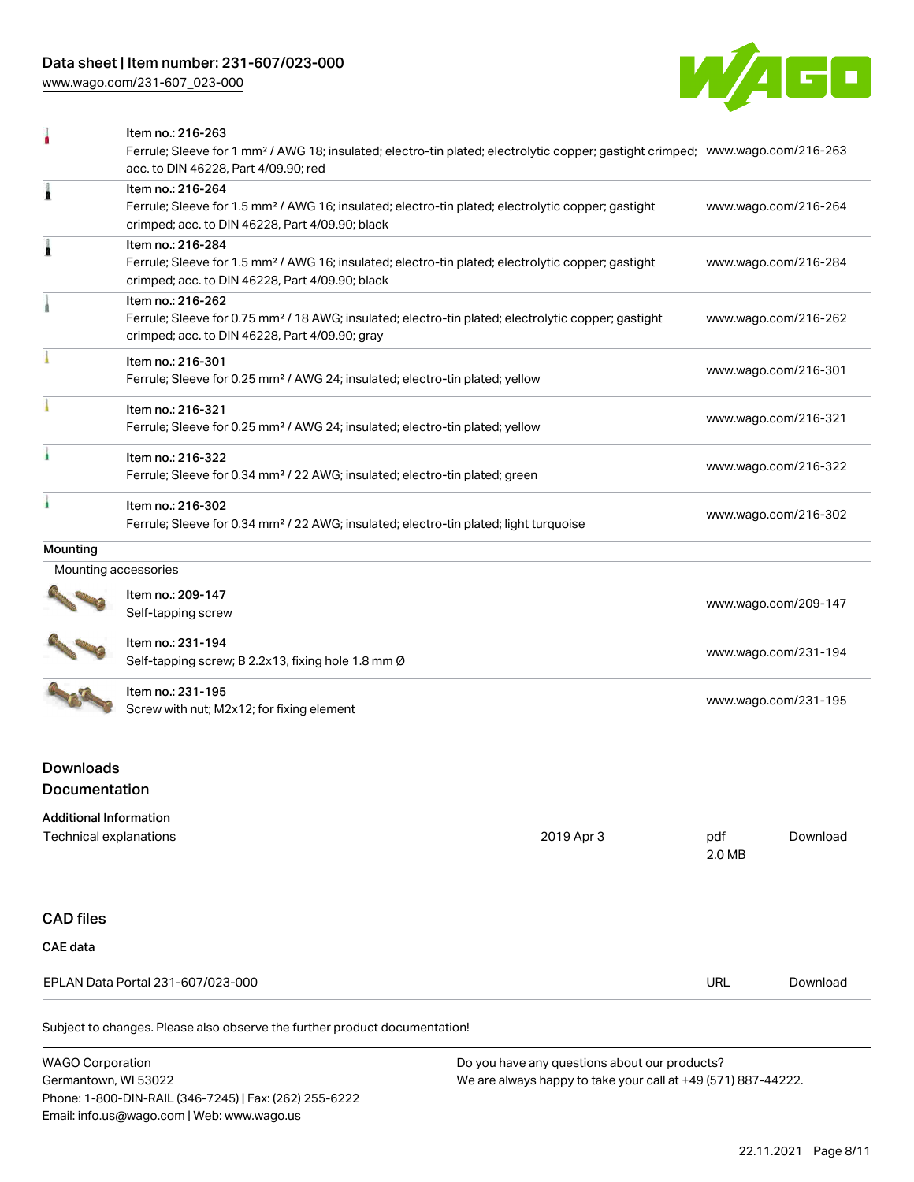| Item | URL |
| --- | --- |
| Item no.: 216-263<br>Ferrule; Sleeve for 1 mm² / AWG 18; insulated; electro-tin plated; electrolytic copper; gastight crimped; acc. to DIN 46228, Part 4/09.90; red | www.wago.com/216-263 |
| Item no.: 216-264<br>Ferrule; Sleeve for 1.5 mm² / AWG 16; insulated; electro-tin plated; electrolytic copper; gastight crimped; acc. to DIN 46228, Part 4/09.90; black | www.wago.com/216-264 |
| Item no.: 216-284<br>Ferrule; Sleeve for 1.5 mm² / AWG 16; insulated; electro-tin plated; electrolytic copper; gastight crimped; acc. to DIN 46228, Part 4/09.90; black | www.wago.com/216-284 |
| Item no.: 216-262<br>Ferrule; Sleeve for 0.75 mm² / 18 AWG; insulated; electro-tin plated; electrolytic copper; gastight crimped; acc. to DIN 46228, Part 4/09.90; gray | www.wago.com/216-262 |
| Item no.: 216-301<br>Ferrule; Sleeve for 0.25 mm² / AWG 24; insulated; electro-tin plated; yellow | www.wago.com/216-301 |
| Item no.: 216-321<br>Ferrule; Sleeve for 0.25 mm² / AWG 24; insulated; electro-tin plated; yellow | www.wago.com/216-321 |
| Item no.: 216-322<br>Ferrule; Sleeve for 0.34 mm² / 22 AWG; insulated; electro-tin plated; green | www.wago.com/216-322 |
| Item no.: 216-302<br>Ferrule; Sleeve for 0.34 mm² / 22 AWG; insulated; electro-tin plated; light turquoise | www.wago.com/216-302 |

**Mounting**

Mounting accessories

| Item | URL |
| --- | --- |
| Item no.: 209-147<br>Self-tapping screw | www.wago.com/209-147 |
| Item no.: 231-194<br>Self-tapping screw; B 2.2x13, fixing hole 1.8 mm Ø | www.wago.com/231-194 |
| Item no.: 231-195<br>Screw with nut; M2x12; for fixing element | www.wago.com/231-195 |

## Downloads

### Documentation

**Additional Information**

| Document | Date | Format | |
| --- | --- | --- | --- |
| Technical explanations | 2019 Apr 3 | pdf<br>2.0 MB | Download |

## CAD files

**CAE data**

| Document | Format | |
| --- | --- | --- |
| EPLAN Data Portal 231-607/023-000 | URL | Download |

Subject to changes. Please also observe the further product documentation!

WAGO Corporation
Germantown, WI 53022
Phone: 1-800-DIN-RAIL (346-7245) | Fax: (262) 255-6222
Email: info.us@wago.com | Web: www.wago.us

Do you have any questions about our products?
We are always happy to take your call at +49 (571) 887-44222.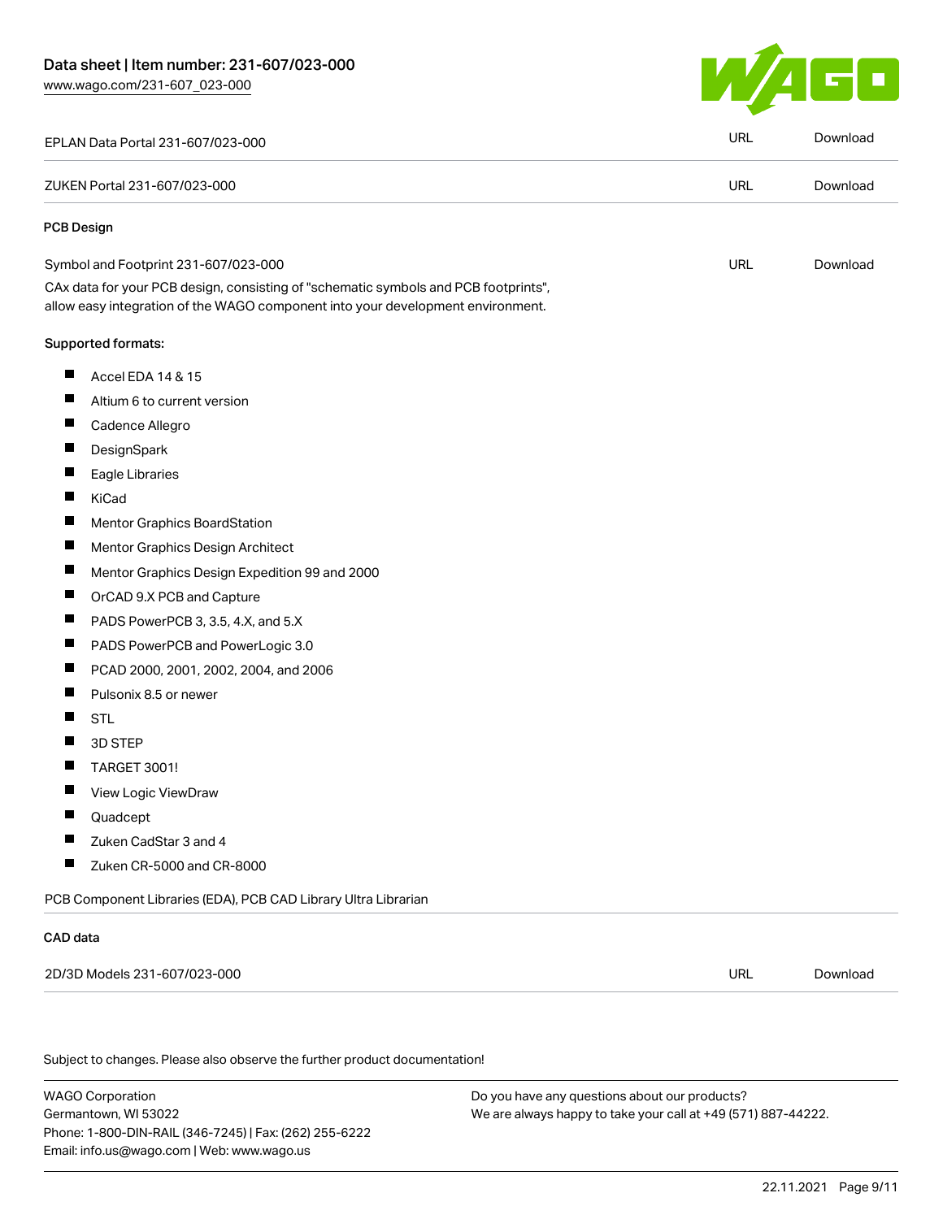| EPLAN Data Portal 231-607/023-000 | URL | Download |
| --- | --- | --- |
| ZUKEN Portal 231-607/023-000 | URL | Download |

### PCB Design

| Symbol and Footprint 231-607/023-000 | URL | Download |
| --- | --- | --- |

CAx data for your PCB design, consisting of "schematic symbols and PCB footprints", allow easy integration of the WAGO component into your development environment.

Supported formats:

- Accel EDA 14 & 15
- Altium 6 to current version
- Cadence Allegro
- DesignSpark
- Eagle Libraries
- KiCad
- Mentor Graphics BoardStation
- Mentor Graphics Design Architect
- Mentor Graphics Design Expedition 99 and 2000
- OrCAD 9.X PCB and Capture
- PADS PowerPCB 3, 3.5, 4.X, and 5.X
- PADS PowerPCB and PowerLogic 3.0
- PCAD 2000, 2001, 2002, 2004, and 2006
- Pulsonix 8.5 or newer
- STL
- 3D STEP
- TARGET 3001!
- View Logic ViewDraw
- Quadcept
- Zuken CadStar 3 and 4
- Zuken CR-5000 and CR-8000

PCB Component Libraries (EDA), PCB CAD Library Ultra Librarian

### CAD data

| 2D/3D Models 231-607/023-000 | URL | Download |
| --- | --- | --- |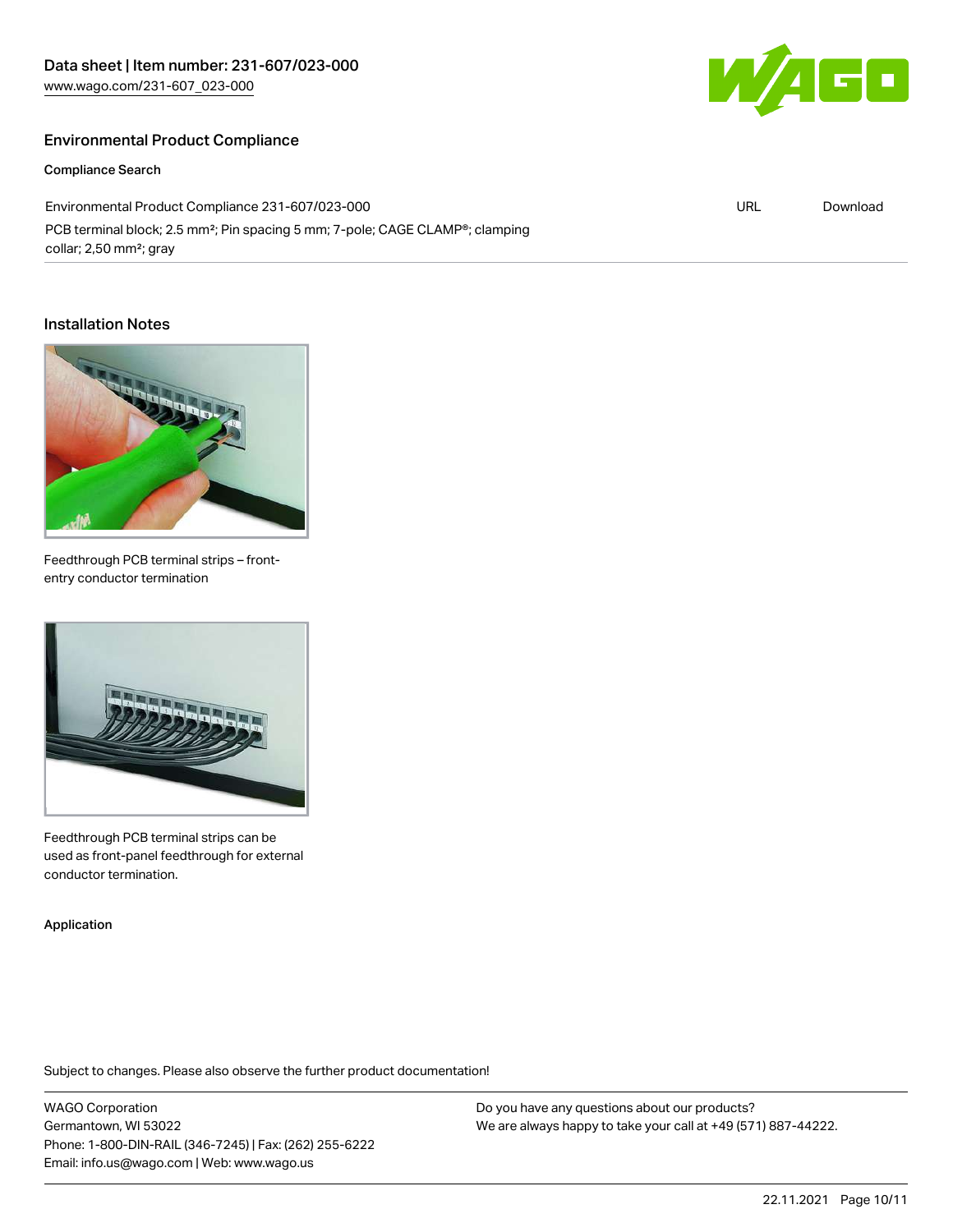## Environmental Product Compliance

### Compliance Search

| | | |
|---|---|---|
| Environmental Product Compliance 231-607/023-000<br>PCB terminal block; 2.5 mm²; Pin spacing 5 mm; 7-pole; CAGE CLAMP®; clamping collar; 2,50 mm²; gray | URL | Download |

## Installation Notes

Feedthrough PCB terminal strips – front-entry conductor termination

Feedthrough PCB terminal strips can be used as front-panel feedthrough for external conductor termination.

### Application

Subject to changes. Please also observe the further product documentation!

WAGO Corporation
Germantown, WI 53022
Phone: 1-800-DIN-RAIL (346-7245) | Fax: (262) 255-6222
Email: info.us@wago.com | Web: www.wago.us

Do you have any questions about our products?
We are always happy to take your call at +49 (571) 887-44222.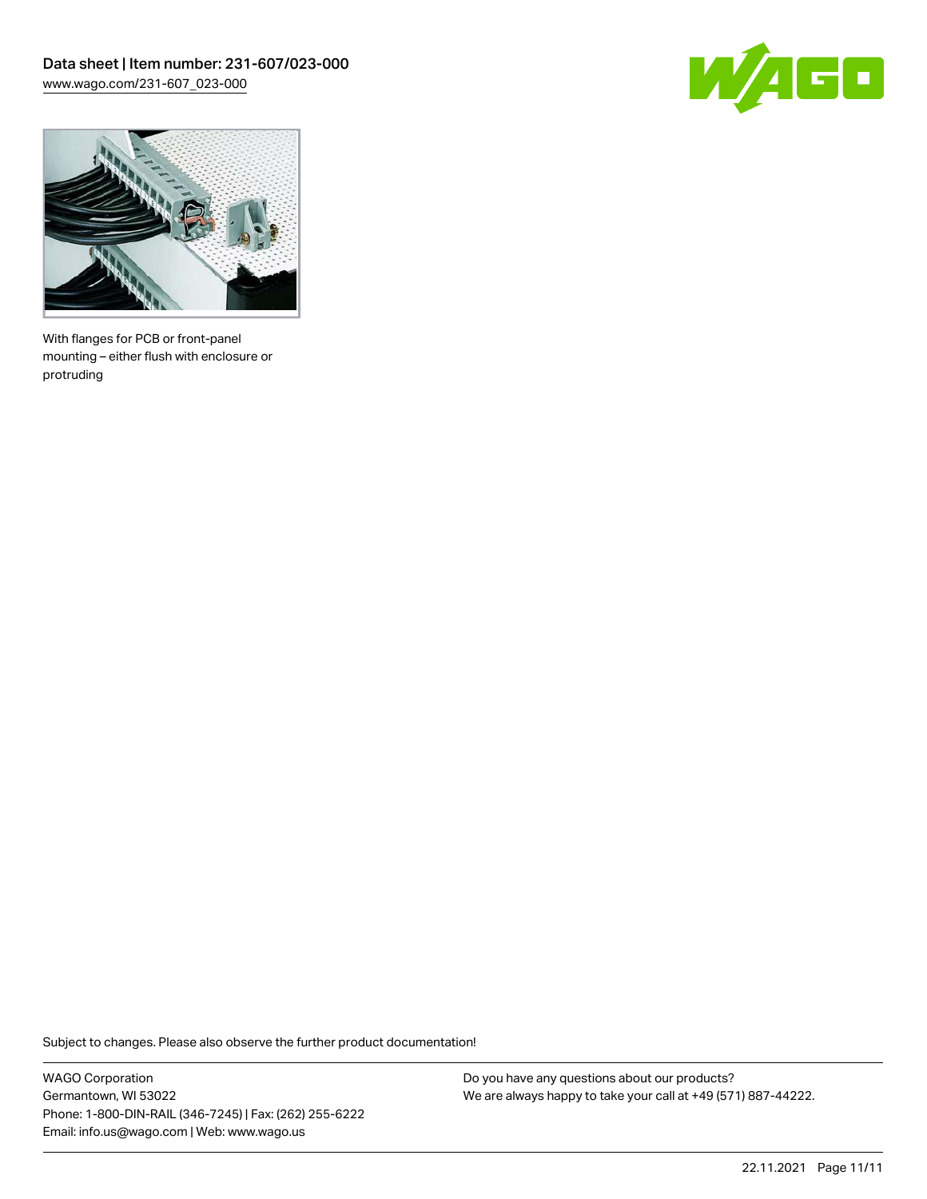With flanges for PCB or front-panel mounting – either flush with enclosure or protruding

Subject to changes. Please also observe the further product documentation!

WAGO Corporation
Germantown, WI 53022
Phone: 1-800-DIN-RAIL (346-7245) | Fax: (262) 255-6222
Email: info.us@wago.com | Web: www.wago.us

Do you have any questions about our products?
We are always happy to take your call at +49 (571) 887-44222.